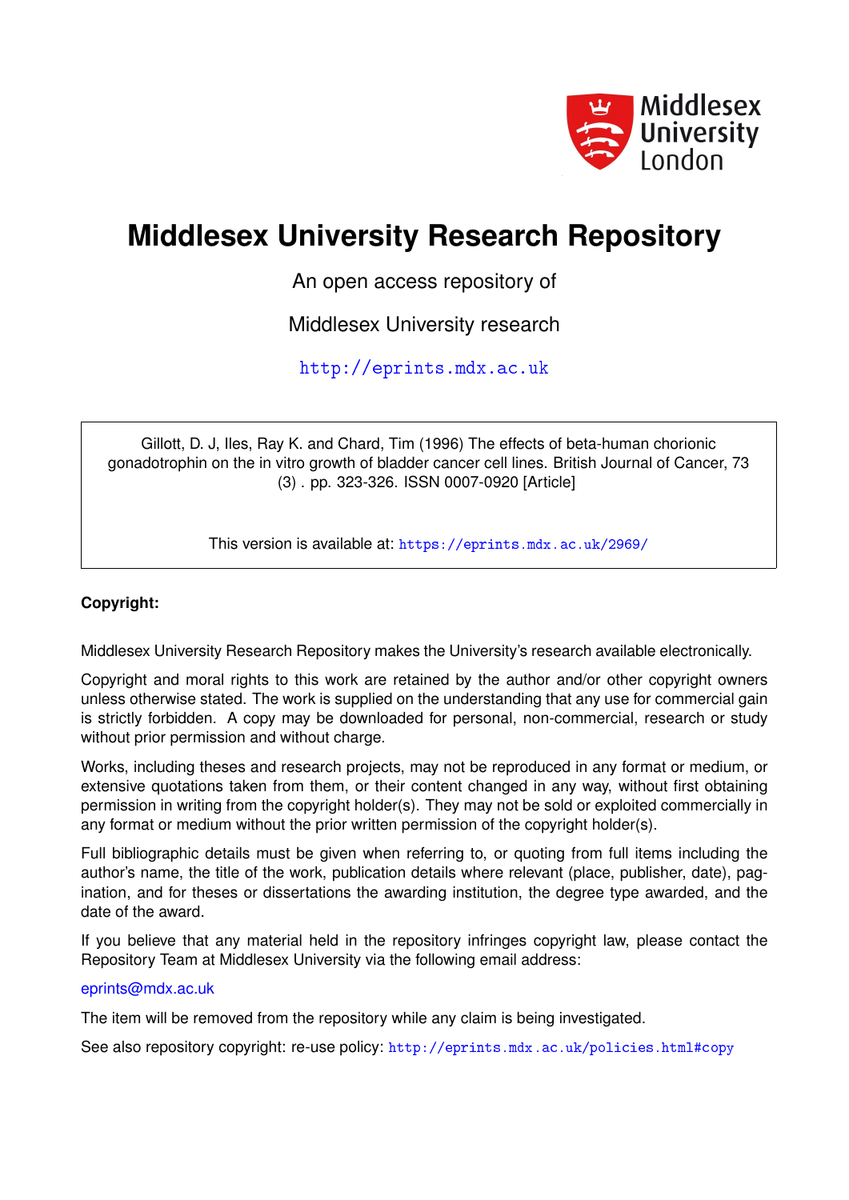Middlesex University London

# Middlesex University Research Repository

An open access repository of

Middlesex University research

http://eprints.mdx.ac.uk

Gillott, D. J, Iles, Ray K. and Chard, Tim (1996) The effects of beta-human chorionic gonadotrophin on the in vitro growth of bladder cancer cell lines. British Journal of Cancer, 73 (3) . pp. 323-326. ISSN 0007-0920 [Article]

This version is available at: https://eprints.mdx.ac.uk/2969/

**Copyright:**

Middlesex University Research Repository makes the University's research available electronically.

Copyright and moral rights to this work are retained by the author and/or other copyright owners unless otherwise stated. The work is supplied on the understanding that any use for commercial gain is strictly forbidden. A copy may be downloaded for personal, non-commercial, research or study without prior permission and without charge.

Works, including theses and research projects, may not be reproduced in any format or medium, or extensive quotations taken from them, or their content changed in any way, without first obtaining permission in writing from the copyright holder(s). They may not be sold or exploited commercially in any format or medium without the prior written permission of the copyright holder(s).

Full bibliographic details must be given when referring to, or quoting from full items including the author's name, the title of the work, publication details where relevant (place, publisher, date), pagination, and for theses or dissertations the awarding institution, the degree type awarded, and the date of the award.

If you believe that any material held in the repository infringes copyright law, please contact the Repository Team at Middlesex University via the following email address:

eprints@mdx.ac.uk

The item will be removed from the repository while any claim is being investigated.

See also repository copyright: re-use policy: http://eprints.mdx.ac.uk/policies.html#copy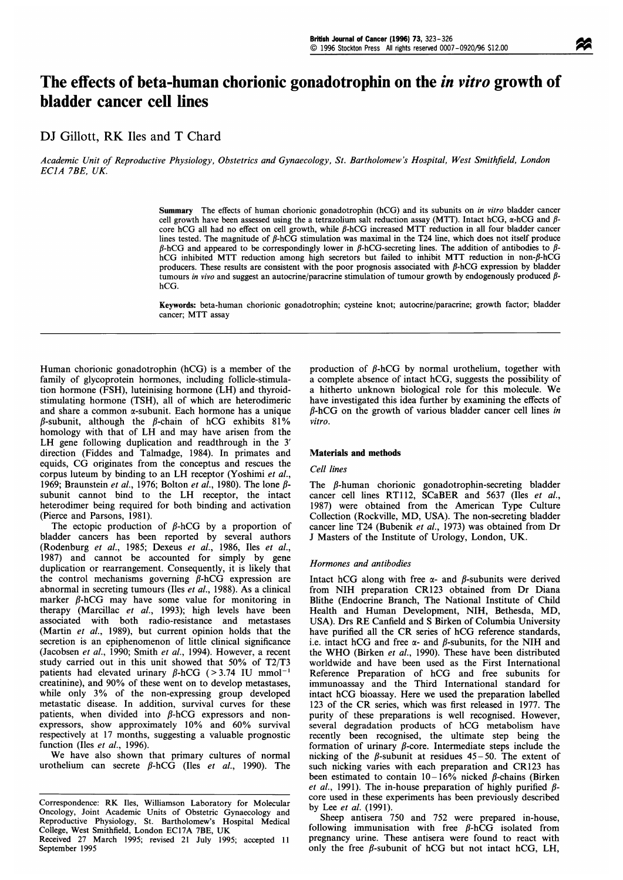# The effects of beta-human chorionic gonadotrophin on the *in vitro* growth of bladder cancer cell lines

DJ Gillott, RK Iles and T Chard

*Academic Unit of Reproductive Physiology, Obstetrics and Gynaecology, St. Bartholomew's Hospital, West Smithfield, London EC1A 7BE, UK.*

**Summary** The effects of human chorionic gonadotrophin (hCG) and its subunits on *in vitro* bladder cancer cell growth have been assessed using the a tetrazolium salt reduction assay (MTT). Intact hCG, α-hCG and β-core hCG all had no effect on cell growth, while β-hCG increased MTT reduction in all four bladder cancer lines tested. The magnitude of β-hCG stimulation was maximal in the T24 line, which does not itself produce β-hCG and appeared to be correspondingly lower in β-hCG-secreting lines. The addition of antibodies to β-hCG inhibited MTT reduction among high secretors but failed to inhibit MTT reduction in non-β-hCG producers. These results are consistent with the poor prognosis associated with β-hCG expression by bladder tumours *in vivo* and suggest an autocrine/paracrine stimulation of tumour growth by endogenously produced β-hCG.

**Keywords:** beta-human chorionic gonadotrophin; cysteine knot; autocrine/paracrine; growth factor; bladder cancer; MTT assay

Human chorionic gonadotrophin (hCG) is a member of the family of glycoprotein hormones, including follicle-stimulation hormone (FSH), luteinising hormone (LH) and thyroid-stimulating hormone (TSH), all of which are heterodimeric and share a common α-subunit. Each hormone has a unique β-subunit, although the β-chain of hCG exhibits 81% homology with that of LH and may have arisen from the LH gene following duplication and readthrough in the 3′ direction (Fiddes and Talmadge, 1984). In primates and equids, CG originates from the conceptus and rescues the corpus luteum by binding to an LH receptor (Yoshimi *et al.*, 1969; Braunstein *et al.*, 1976; Bolton *et al.*, 1980). The lone β-subunit cannot bind to the LH receptor, the intact heterodimer being required for both binding and activation (Pierce and Parsons, 1981).

The ectopic production of β-hCG by a proportion of bladder cancers has been reported by several authors (Rodenburg *et al.*, 1985; Dexeus *et al.*, 1986, Iles *et al.*, 1987) and cannot be accounted for simply by gene duplication or rearrangement. Consequently, it is likely that the control mechanisms governing β-hCG expression are abnormal in secreting tumours (Iles *et al.*, 1988). As a clinical marker β-hCG may have some value for monitoring in therapy (Marcillac *et al.*, 1993); high levels have been associated with both radio-resistance and metastases (Martin *et al.*, 1989), but current opinion holds that the secretion is an epiphenomenon of little clinical significance (Jacobsen *et al.*, 1990; Smith *et al.*, 1994). However, a recent study carried out in this unit showed that 50% of T2/T3 patients had elevated urinary β-hCG (> 3.74 IU $mmol^{-1}$ creatinine), and 90% of these went on to develop metastases, while only 3% of the non-expressing group developed metastatic disease. In addition, survival curves for these patients, when divided into β-hCG expressors and non-expressors, show approximately 10% and 60% survival respectively at 17 months, suggesting a valuable prognostic function (Iles *et al.*, 1996).

We have also shown that primary cultures of normal urothelium can secrete β-hCG (Iles *et al.*, 1990). The production of β-hCG by normal urothelium, together with a complete absence of intact hCG, suggests the possibility of a hitherto unknown biological role for this molecule. We have investigated this idea further by examining the effects of β-hCG on the growth of various bladder cancer cell lines *in vitro*.

## Materials and methods

### Cell lines

The β-human chorionic gonadotrophin-secreting bladder cancer cell lines RT112, SCaBER and 5637 (Iles *et al.*, 1987) were obtained from the American Type Culture Collection (Rockville, MD, USA). The non-secreting bladder cancer line T24 (Bubenik *et al.*, 1973) was obtained from Dr J Masters of the Institute of Urology, London, UK.

### Hormones and antibodies

Intact hCG along with free α- and β-subunits were derived from NIH preparation CR123 obtained from Dr Diana Blithe (Endocrine Branch, The National Institute of Child Health and Human Development, NIH, Bethesda, MD, USA). Drs RE Canfield and S Birken of Columbia University have purified all the CR series of hCG reference standards, i.e. intact hCG and free α- and β-subunits, for the NIH and the WHO (Birken *et al.*, 1990). These have been distributed worldwide and have been used as the First International Reference Preparation of hCG and free subunits for immunoassay and the Third International standard for intact hCG bioassay. Here we used the preparation labelled 123 of the CR series, which was first released in 1977. The purity of these preparations is well recognised. However, several degradation products of hCG metabolism have recently been recognised, the ultimate step being the formation of urinary β-core. Intermediate steps include the nicking of the β-subunit at residues 45–50. The extent of such nicking varies with each preparation and CR123 has been estimated to contain 10–16% nicked β-chains (Birken *et al.*, 1991). The in-house preparation of highly purified β-core used in these experiments has been previously described by Lee *et al.* (1991).

Sheep antisera 750 and 752 were prepared in-house, following immunisation with free β-hCG isolated from pregnancy urine. These antisera were found to react with only the free β-subunit of hCG but not intact hCG, LH,

Correspondence: RK Iles, Williamson Laboratory for Molecular Oncology, Joint Academic Units of Obstetric Gynaecology and Reproductive Physiology, St. Bartholomew's Hospital Medical College, West Smithfield, London EC17A 7BE, UK

Received 27 March 1995; revised 21 July 1995; accepted 11 September 1995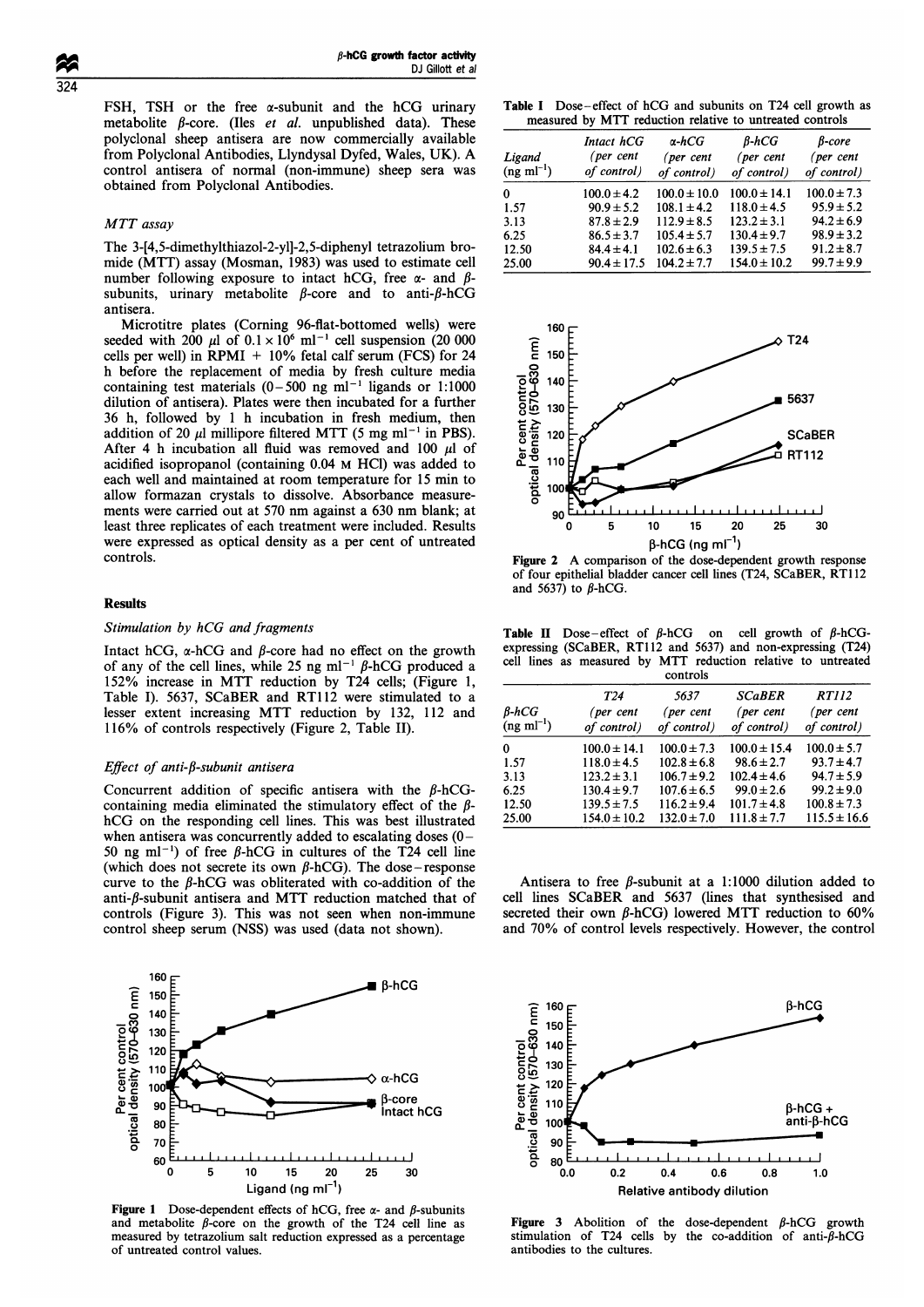FSH, TSH or the free α-subunit and the hCG urinary metabolite β-core. (Iles *et al.* unpublished data). These polyclonal sheep antisera are now commercially available from Polyclonal Antibodies, Llyndysal Dyfed, Wales, UK). A control antisera of normal (non-immune) sheep sera was obtained from Polyclonal Antibodies.

### *MTT assay*

The 3-[4,5-dimethylthiazol-2-yl]-2,5-diphenyl tetrazolium bromide (MTT) assay (Mosman, 1983) was used to estimate cell number following exposure to intact hCG, free α- and β-subunits, urinary metabolite β-core and to anti-β-hCG antisera.

Microtitre plates (Corning 96-flat-bottomed wells) were seeded with 200 μl of $0.1 \times 10^6$ ml$^{-1}$ cell suspension (20 000 cells per well) in RPMI + 10% fetal calf serum (FCS) for 24 h before the replacement of media by fresh culture media containing test materials (0–500 ng ml$^{-1}$ ligands or 1:1000 dilution of antisera). Plates were then incubated for a further 36 h, followed by 1 h incubation in fresh medium, then addition of 20 μl millipore filtered MTT (5 mg ml$^{-1}$ in PBS). After 4 h incubation all fluid was removed and 100 μl of acidified isopropanol (containing 0.04 M HCl) was added to each well and maintained at room temperature for 15 min to allow formazan crystals to dissolve. Absorbance measurements were carried out at 570 nm against a 630 nm blank; at least three replicates of each treatment were included. Results were expressed as optical density as a per cent of untreated controls.

## Results

### *Stimulation by hCG and fragments*

Intact hCG, α-hCG and β-core had no effect on the growth of any of the cell lines, while 25 ng ml$^{-1}$ β-hCG produced a 152% increase in MTT reduction by T24 cells; (Figure 1, Table I). 5637, SCaBER and RT112 were stimulated to a lesser extent increasing MTT reduction by 132, 112 and 116% of controls respectively (Figure 2, Table II).

### *Effect of anti-β-subunit antisera*

Concurrent addition of specific antisera with the β-hCG-containing media eliminated the stimulatory effect of the β-hCG on the responding cell lines. This was best illustrated when antisera was concurrently added to escalating doses (0–50 ng ml$^{-1}$) of free β-hCG in cultures of the T24 cell line (which does not secrete its own β-hCG). The dose–response curve to the β-hCG was obliterated with co-addition of the anti-β-subunit antisera and MTT reduction matched that of controls (Figure 3). This was not seen when non-immune control sheep serum (NSS) was used (data not shown).

Figure 1 Dose-dependent effects of hCG, free α- and β-subunits and metabolite β-core on the growth of the T24 cell line as measured by tetrazolium salt reduction expressed as a percentage of untreated control values.

**Table I** Dose–effect of hCG and subunits on T24 cell growth as measured by MTT reduction relative to untreated controls

| Ligand (ng ml$^{-1}$) | Intact hCG (per cent of control) | α-hCG (per cent of control) | β-hCG (per cent of control) | β-core (per cent of control) |
|---|---|---|---|---|
| 0 | 100.0 ± 4.2 | 100.0 ± 10.0 | 100.0 ± 14.1 | 100.0 ± 7.3 |
| 1.57 | 90.9 ± 5.2 | 108.1 ± 4.2 | 118.0 ± 4.5 | 95.9 ± 5.2 |
| 3.13 | 87.8 ± 2.9 | 112.9 ± 8.5 | 123.2 ± 3.1 | 94.2 ± 6.9 |
| 6.25 | 86.5 ± 3.7 | 105.4 ± 5.7 | 130.4 ± 9.7 | 98.9 ± 3.2 |
| 12.50 | 84.4 ± 4.1 | 102.6 ± 6.3 | 139.5 ± 7.5 | 91.2 ± 8.7 |
| 25.00 | 90.4 ± 17.5 | 104.2 ± 7.7 | 154.0 ± 10.2 | 99.7 ± 9.9 |

Figure 2 A comparison of the dose-dependent growth response of four epithelial bladder cancer cell lines (T24, SCaBER, RT112 and 5637) to β-hCG.

**Table II** Dose–effect of β-hCG on cell growth of β-hCG-expressing (SCaBER, RT112 and 5637) and non-expressing (T24) cell lines as measured by MTT reduction relative to untreated controls

| β-hCG (ng ml$^{-1}$) | T24 (per cent of control) | 5637 (per cent of control) | SCaBER (per cent of control) | RT112 (per cent of control) |
|---|---|---|---|---|
| 0 | 100.0 ± 14.1 | 100.0 ± 7.3 | 100.0 ± 15.4 | 100.0 ± 5.7 |
| 1.57 | 118.0 ± 4.5 | 102.8 ± 6.8 | 98.6 ± 2.7 | 93.7 ± 4.7 |
| 3.13 | 123.2 ± 3.1 | 106.7 ± 9.2 | 102.4 ± 4.6 | 94.7 ± 5.9 |
| 6.25 | 130.4 ± 9.7 | 107.6 ± 6.5 | 99.0 ± 2.6 | 99.2 ± 9.0 |
| 12.50 | 139.5 ± 7.5 | 116.2 ± 9.4 | 101.7 ± 4.8 | 100.8 ± 7.3 |
| 25.00 | 154.0 ± 10.2 | 132.0 ± 7.0 | 111.8 ± 7.7 | 115.5 ± 16.6 |

Antisera to free β-subunit at a 1:1000 dilution added to cell lines SCaBER and 5637 (lines that synthesised and secreted their own β-hCG) lowered MTT reduction to 60% and 70% of control levels respectively. However, the control

Figure 3 Abolition of the dose-dependent β-hCG growth stimulation of T24 cells by the co-addition of anti-β-hCG antibodies to the cultures.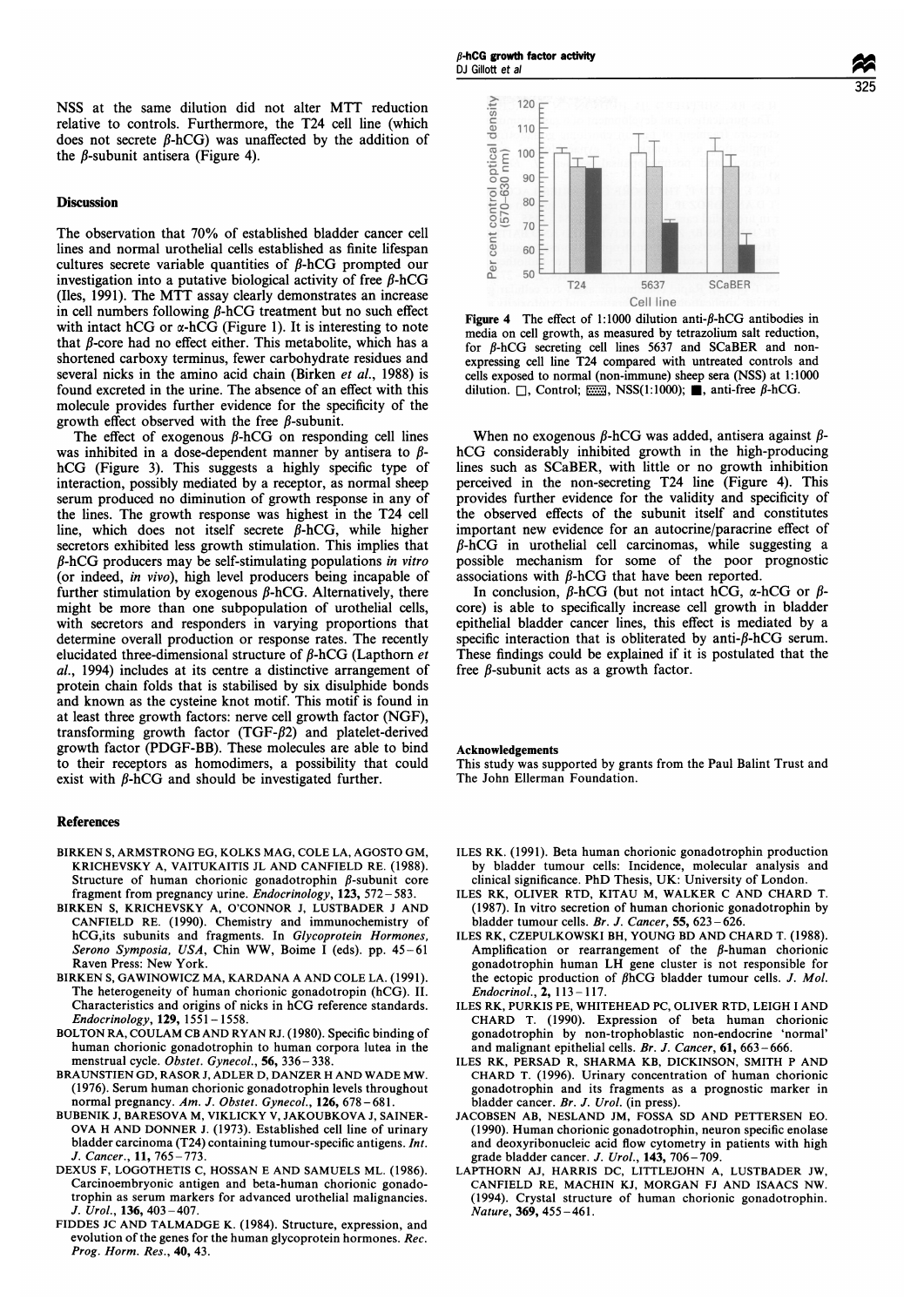NSS at the same dilution did not alter MTT reduction relative to controls. Furthermore, the T24 cell line (which does not secrete β-hCG) was unaffected by the addition of the β-subunit antisera (Figure 4).

## Discussion

The observation that 70% of established bladder cancer cell lines and normal urothelial cells established as finite lifespan cultures secrete variable quantities of β-hCG prompted our investigation into a putative biological activity of free β-hCG (Iles, 1991). The MTT assay clearly demonstrates an increase in cell numbers following β-hCG treatment but no such effect with intact hCG or α-hCG (Figure 1). It is interesting to note that β-core had no effect either. This metabolite, which has a shortened carboxy terminus, fewer carbohydrate residues and several nicks in the amino acid chain (Birken *et al.*, 1988) is found excreted in the urine. The absence of an effect with this molecule provides further evidence for the specificity of the growth effect observed with the free β-subunit.

The effect of exogenous β-hCG on responding cell lines was inhibited in a dose-dependent manner by antisera to β-hCG (Figure 3). This suggests a highly specific type of interaction, possibly mediated by a receptor, as normal sheep serum produced no diminution of growth response in any of the lines. The growth response was highest in the T24 cell line, which does not itself secrete β-hCG, while higher secretors exhibited less growth stimulation. This implies that β-hCG producers may be self-stimulating populations *in vitro* (or indeed, *in vivo*), high level producers being incapable of further stimulation by exogenous β-hCG. Alternatively, there might be more than one subpopulation of urothelial cells, with secretors and responders in varying proportions that determine overall production or response rates. The recently elucidated three-dimensional structure of β-hCG (Lapthorn *et al.*, 1994) includes at its centre a distinctive arrangement of protein chain folds that is stabilised by six disulphide bonds and known as the cysteine knot motif. This motif is found in at least three growth factors: nerve cell growth factor (NGF), transforming growth factor (TGF-β2) and platelet-derived growth factor (PDGF-BB). These molecules are able to bind to their receptors as homodimers, a possibility that could exist with β-hCG and should be investigated further.

**Figure 4** The effect of 1:1000 dilution anti-β-hCG antibodies in media on cell growth, as measured by tetrazolium salt reduction, for β-hCG secreting cell lines 5637 and SCaBER and non-expressing cell line T24 compared with untreated controls and cells exposed to normal (non-immune) sheep sera (NSS) at 1:1000 dilution. □, Control; ▒, NSS(1:1000); ■, anti-free β-hCG.

When no exogenous β-hCG was added, antisera against β-hCG considerably inhibited growth in the high-producing lines such as SCaBER, with little or no growth inhibition perceived in the non-secreting T24 line (Figure 4). This provides further evidence for the validity and specificity of the observed effects of the subunit itself and constitutes important new evidence for an autocrine/paracrine effect of β-hCG in urothelial cell carcinomas, while suggesting a possible mechanism for some of the poor prognostic associations with β-hCG that have been reported.

In conclusion, β-hCG (but not intact hCG, α-hCG or β-core) is able to specifically increase cell growth in bladder epithelial bladder cancer lines, this effect is mediated by a specific interaction that is obliterated by anti-β-hCG serum. These findings could be explained if it is postulated that the free β-subunit acts as a growth factor.

## Acknowledgements

This study was supported by grants from the Paul Balint Trust and The John Ellerman Foundation.

## References

BIRKEN S, ARMSTRONG EG, KOLKS MAG, COLE LA, AGOSTO GM, KRICHEVSKY A, VAITUKAITIS JL AND CANFIELD RE. (1988). Structure of human chorionic gonadotrophin β-subunit core fragment from pregnancy urine. *Endocrinology*, **123**, 572–583.

BIRKEN S, KRICHEVSKY A, O'CONNOR J, LUSTBADER J AND CANFIELD RE. (1990). Chemistry and immunochemistry of hCG,its subunits and fragments. In *Glycoprotein Hormones, Serono Symposia, USA*, Chin WW, Boime I (eds). pp. 45–61 Raven Press: New York.

BIRKEN S, GAWINOWICZ MA, KARDANA A AND COLE LA. (1991). The heterogeneity of human chorionic gonadotropin (hCG). II. Characteristics and origins of nicks in hCG reference standards. *Endocrinology*, **129**, 1551–1558.

BOLTON RA, COULAM CB AND RYAN RJ. (1980). Specific binding of human chorionic gonadotrophin to human corpora lutea in the menstrual cycle. *Obstet. Gynecol.*, **56**, 336–338.

BRAUNSTIEN GD, RASOR J, ADLER D, DANZER H AND WADE MW. (1976). Serum human chorionic gonadotrophin levels throughout normal pregnancy. *Am. J. Obstet. Gynecol.*, **126**, 678–681.

BUBENIK J, BARESOVA M, VIKLICKY V, JAKOUBKOVA J, SAINEROVA H AND DONNER J. (1973). Established cell line of urinary bladder carcinoma (T24) containing tumour-specific antigens. *Int. J. Cancer.*, **11**, 765–773.

DEXUS F, LOGOTHETIS C, HOSSAN E AND SAMUELS ML. (1986). Carcinoembryonic antigen and beta-human chorionic gonadotrophin as serum markers for advanced urothelial malignancies. *J. Urol.*, **136**, 403–407.

FIDDES JC AND TALMADGE K. (1984). Structure, expression, and evolution of the genes for the human glycoprotein hormones. *Rec. Prog. Horm. Res.*, **40**, 43.

ILES RK. (1991). Beta human chorionic gonadotrophin production by bladder tumour cells: Incidence, molecular analysis and clinical significance. PhD Thesis, UK: University of London.

ILES RK, OLIVER RTD, KITAU M, WALKER C AND CHARD T. (1987). In vitro secretion of human chorionic gonadotrophin by bladder tumour cells. *Br. J. Cancer*, **55**, 623–626.

ILES RK, CZEPULKOWSKI BH, YOUNG BD AND CHARD T. (1988). Amplification or rearrangement of the β-human chorionic gonadotrophin human LH gene cluster is not responsible for the ectopic production of βhCG bladder tumour cells. *J. Mol. Endocrinol.*, **2**, 113–117.

ILES RK, PURKIS PE, WHITEHEAD PC, OLIVER RTD, LEIGH I AND CHARD T. (1990). Expression of beta human chorionic gonadotrophin by non-trophoblastic non-endocrine 'normal' and malignant epithelial cells. *Br. J. Cancer*, **61**, 663–666.

ILES RK, PERSAD R, SHARMA KB, DICKINSON, SMITH P AND CHARD T. (1996). Urinary concentration of human chorionic gonadotrophin and its fragments as a prognostic marker in bladder cancer. *Br. J. Urol.* (in press).

JACOBSEN AB, NESLAND JM, FOSSA SD AND PETTERSEN EO. (1990). Human chorionic gonadotrophin, neuron specific enolase and deoxyribonucleic acid flow cytometry in patients with high grade bladder cancer. *J. Urol.*, **143**, 706–709.

LAPTHORN AJ, HARRIS DC, LITTLEJOHN A, LUSTBADER JW, CANFIELD RE, MACHIN KJ, MORGAN FJ AND ISAACS NW. (1994). Crystal structure of human chorionic gonadotrophin. *Nature*, **369**, 455–461.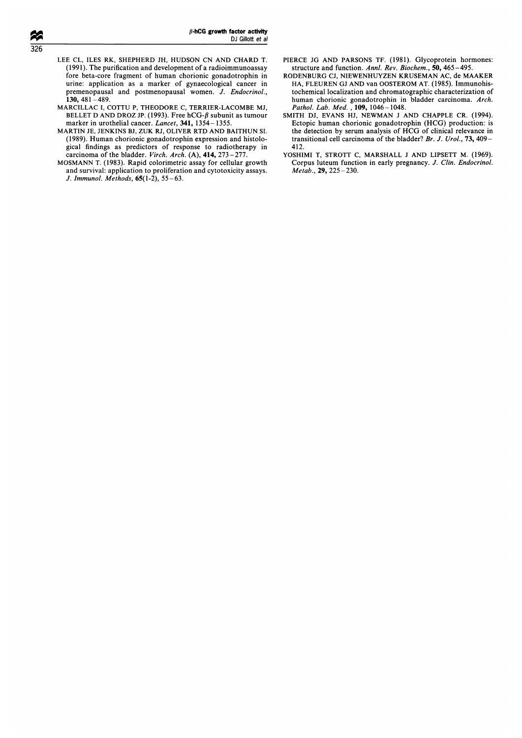LEE CL, ILES RK, SHEPHERD JH, HUDSON CN AND CHARD T. (1991). The purification and development of a radioimmunoassay fore beta-core fragment of human chorionic gonadotrophin in urine: application as a marker of gynaecological cancer in premenopausal and postmenopausal women. *J. Endocrinol.*, **130,** 481–489.

MARCILLAC I, COTTU P, THEODORE C, TERRIER-LACOMBE MJ, BELLET D AND DROZ JP. (1993). Free hCG-$\beta$ subunit as tumour marker in urothelial cancer. *Lancet*, **341,** 1354–1355.

MARTIN JE, JENKINS BJ, ZUK RJ, OLIVER RTD AND BAITHUN SI. (1989). Human chorionic gonadotrophin expression and histological findings as predictors of response to radiotherapy in carcinoma of the bladder. *Virch. Arch.* (A), **414,** 273–277.

MOSMANN T. (1983). Rapid colorimetric assay for cellular growth and survival: application to proliferation and cytotoxicity assays. *J. Immunol. Methods*, **65**(1-2), 55–63.

PIERCE JG AND PARSONS TF. (1981). Glycoprotein hormones: structure and function. *Annl. Rev. Biochem.*, **50,** 465–495.

RODENBURG CJ, NIEWENHUYZEN KRUSEMAN AC, de MAAKER HA, FLEUREN GJ AND van OOSTEROM AT. (1985). Immunohistochemical localization and chromatographic characterization of human chorionic gonadotrophin in bladder carcinoma. *Arch. Pathol. Lab. Med.* , **109,** 1046–1048.

SMITH DJ, EVANS HJ, NEWMAN J AND CHAPPLE CR. (1994). Ectopic human chorionic gonadotrophin (HCG) production: is the detection by serum analysis of HCG of clinical relevance in transitional cell carcinoma of the bladder? *Br. J. Urol.*, **73,** 409–412.

YOSHIMI T, STROTT C, MARSHALL J AND LIPSETT M. (1969). Corpus luteum function in early pregnancy. *J. Clin. Endocrinol. Metab.*, **29,** 225–230.